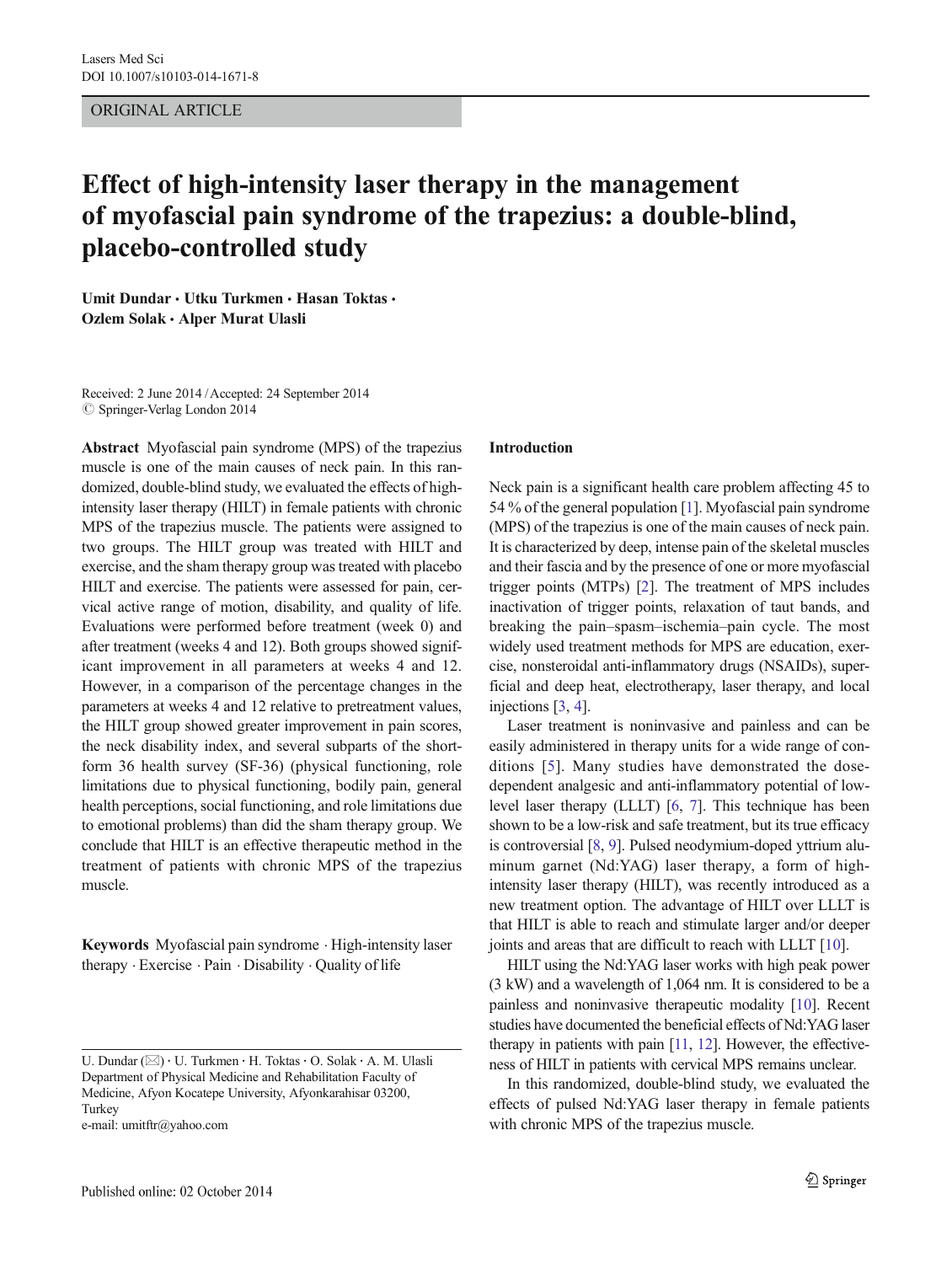ORIGINAL ARTICLE

# Effect of high-intensity laser therapy in the management of myofascial pain syndrome of the trapezius: a double-blind, placebo-controlled study

**Umit Dundar · Utku Turkmen · Hasan Toktas · Ozlem Solak · Alper Murat Ulasli**

Received: 2 June 2014 / Accepted: 24 September 2014
© Springer-Verlag London 2014

**Abstract** Myofascial pain syndrome (MPS) of the trapezius muscle is one of the main causes of neck pain. In this randomized, double-blind study, we evaluated the effects of high-intensity laser therapy (HILT) in female patients with chronic MPS of the trapezius muscle. The patients were assigned to two groups. The HILT group was treated with HILT and exercise, and the sham therapy group was treated with placebo HILT and exercise. The patients were assessed for pain, cervical active range of motion, disability, and quality of life. Evaluations were performed before treatment (week 0) and after treatment (weeks 4 and 12). Both groups showed significant improvement in all parameters at weeks 4 and 12. However, in a comparison of the percentage changes in the parameters at weeks 4 and 12 relative to pretreatment values, the HILT group showed greater improvement in pain scores, the neck disability index, and several subparts of the short-form 36 health survey (SF-36) (physical functioning, role limitations due to physical functioning, bodily pain, general health perceptions, social functioning, and role limitations due to emotional problems) than did the sham therapy group. We conclude that HILT is an effective therapeutic method in the treatment of patients with chronic MPS of the trapezius muscle.

**Keywords** Myofascial pain syndrome · High-intensity laser therapy · Exercise · Pain · Disability · Quality of life

U. Dundar (✉) · U. Turkmen · H. Toktas · O. Solak · A. M. Ulasli
Department of Physical Medicine and Rehabilitation Faculty of Medicine, Afyon Kocatepe University, Afyonkarahisar 03200, Turkey
e-mail: umitftr@yahoo.com

## Introduction

Neck pain is a significant health care problem affecting 45 to 54 % of the general population [1]. Myofascial pain syndrome (MPS) of the trapezius is one of the main causes of neck pain. It is characterized by deep, intense pain of the skeletal muscles and their fascia and by the presence of one or more myofascial trigger points (MTPs) [2]. The treatment of MPS includes inactivation of trigger points, relaxation of taut bands, and breaking the pain–spasm–ischemia–pain cycle. The most widely used treatment methods for MPS are education, exercise, nonsteroidal anti-inflammatory drugs (NSAIDs), superficial and deep heat, electrotherapy, laser therapy, and local injections [3, 4].

Laser treatment is noninvasive and painless and can be easily administered in therapy units for a wide range of conditions [5]. Many studies have demonstrated the dose-dependent analgesic and anti-inflammatory potential of low-level laser therapy (LLLT) [6, 7]. This technique has been shown to be a low-risk and safe treatment, but its true efficacy is controversial [8, 9]. Pulsed neodymium-doped yttrium aluminum garnet (Nd:YAG) laser therapy, a form of high-intensity laser therapy (HILT), was recently introduced as a new treatment option. The advantage of HILT over LLLT is that HILT is able to reach and stimulate larger and/or deeper joints and areas that are difficult to reach with LLLT [10].

HILT using the Nd:YAG laser works with high peak power (3 kW) and a wavelength of 1,064 nm. It is considered to be a painless and noninvasive therapeutic modality [10]. Recent studies have documented the beneficial effects of Nd:YAG laser therapy in patients with pain [11, 12]. However, the effectiveness of HILT in patients with cervical MPS remains unclear.

In this randomized, double-blind study, we evaluated the effects of pulsed Nd:YAG laser therapy in female patients with chronic MPS of the trapezius muscle.

Published online: 02 October 2014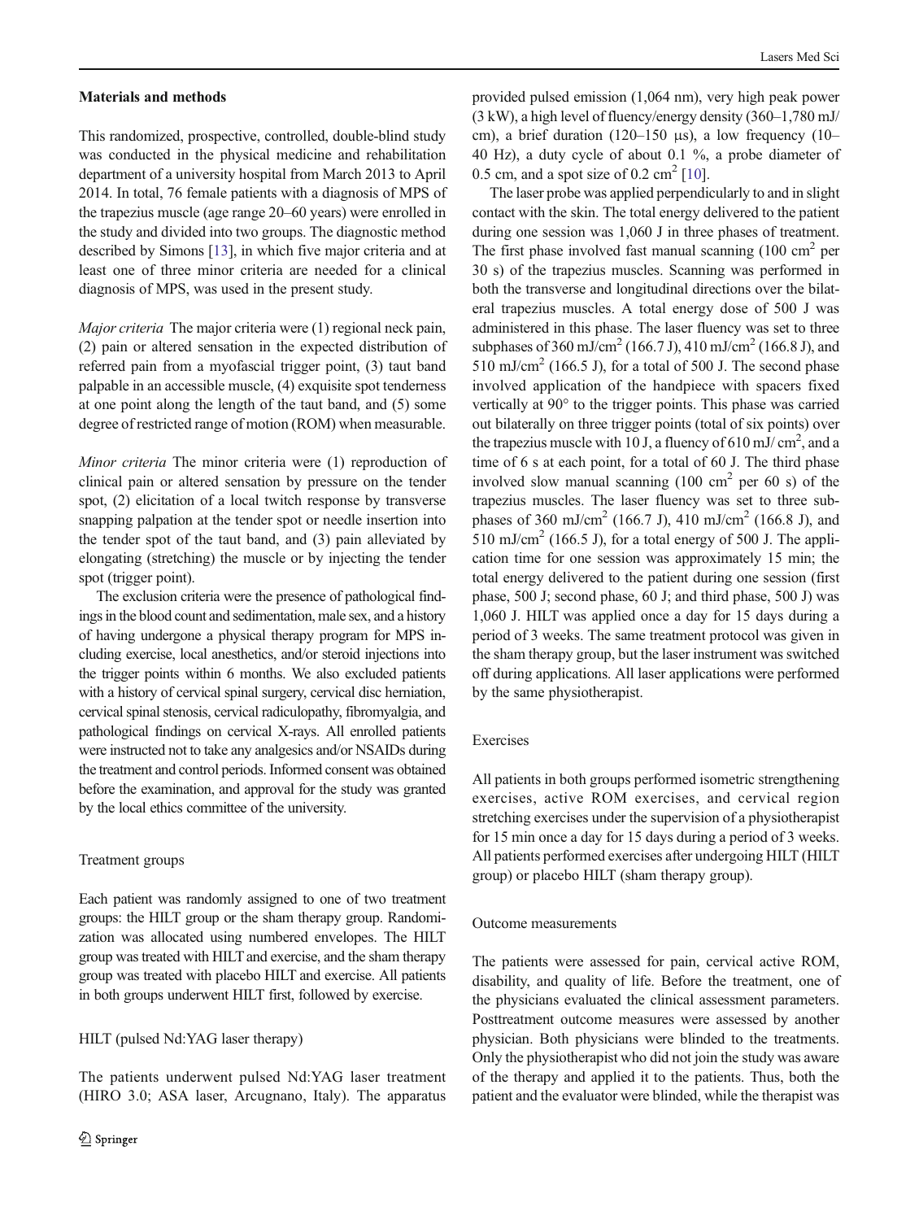## Materials and methods

This randomized, prospective, controlled, double-blind study was conducted in the physical medicine and rehabilitation department of a university hospital from March 2013 to April 2014. In total, 76 female patients with a diagnosis of MPS of the trapezius muscle (age range 20–60 years) were enrolled in the study and divided into two groups. The diagnostic method described by Simons [13], in which five major criteria and at least one of three minor criteria are needed for a clinical diagnosis of MPS, was used in the present study.

*Major criteria* The major criteria were (1) regional neck pain, (2) pain or altered sensation in the expected distribution of referred pain from a myofascial trigger point, (3) taut band palpable in an accessible muscle, (4) exquisite spot tenderness at one point along the length of the taut band, and (5) some degree of restricted range of motion (ROM) when measurable.

*Minor criteria* The minor criteria were (1) reproduction of clinical pain or altered sensation by pressure on the tender spot, (2) elicitation of a local twitch response by transverse snapping palpation at the tender spot or needle insertion into the tender spot of the taut band, and (3) pain alleviated by elongating (stretching) the muscle or by injecting the tender spot (trigger point).

The exclusion criteria were the presence of pathological findings in the blood count and sedimentation, male sex, and a history of having undergone a physical therapy program for MPS including exercise, local anesthetics, and/or steroid injections into the trigger points within 6 months. We also excluded patients with a history of cervical spinal surgery, cervical disc herniation, cervical spinal stenosis, cervical radiculopathy, fibromyalgia, and pathological findings on cervical X-rays. All enrolled patients were instructed not to take any analgesics and/or NSAIDs during the treatment and control periods. Informed consent was obtained before the examination, and approval for the study was granted by the local ethics committee of the university.

### Treatment groups

Each patient was randomly assigned to one of two treatment groups: the HILT group or the sham therapy group. Randomization was allocated using numbered envelopes. The HILT group was treated with HILT and exercise, and the sham therapy group was treated with placebo HILT and exercise. All patients in both groups underwent HILT first, followed by exercise.

### HILT (pulsed Nd:YAG laser therapy)

The patients underwent pulsed Nd:YAG laser treatment (HIRO 3.0; ASA laser, Arcugnano, Italy). The apparatus provided pulsed emission (1,064 nm), very high peak power (3 kW), a high level of fluency/energy density (360–1,780 mJ/cm), a brief duration (120–150 μs), a low frequency (10–40 Hz), a duty cycle of about 0.1 %, a probe diameter of 0.5 cm, and a spot size of 0.2 $cm^2$ [10].

The laser probe was applied perpendicularly to and in slight contact with the skin. The total energy delivered to the patient during one session was 1,060 J in three phases of treatment. The first phase involved fast manual scanning (100 $cm^2$ per 30 s) of the trapezius muscles. Scanning was performed in both the transverse and longitudinal directions over the bilateral trapezius muscles. A total energy dose of 500 J was administered in this phase. The laser fluency was set to three subphases of 360 mJ/$cm^2$ (166.7 J), 410 mJ/$cm^2$ (166.8 J), and 510 mJ/$cm^2$ (166.5 J), for a total of 500 J. The second phase involved application of the handpiece with spacers fixed vertically at 90° to the trigger points. This phase was carried out bilaterally on three trigger points (total of six points) over the trapezius muscle with 10 J, a fluency of 610 mJ/ $cm^2$, and a time of 6 s at each point, for a total of 60 J. The third phase involved slow manual scanning (100 $cm^2$ per 60 s) of the trapezius muscles. The laser fluency was set to three subphases of 360 mJ/$cm^2$ (166.7 J), 410 mJ/$cm^2$ (166.8 J), and 510 mJ/$cm^2$ (166.5 J), for a total energy of 500 J. The application time for one session was approximately 15 min; the total energy delivered to the patient during one session (first phase, 500 J; second phase, 60 J; and third phase, 500 J) was 1,060 J. HILT was applied once a day for 15 days during a period of 3 weeks. The same treatment protocol was given in the sham therapy group, but the laser instrument was switched off during applications. All laser applications were performed by the same physiotherapist.

### Exercises

All patients in both groups performed isometric strengthening exercises, active ROM exercises, and cervical region stretching exercises under the supervision of a physiotherapist for 15 min once a day for 15 days during a period of 3 weeks. All patients performed exercises after undergoing HILT (HILT group) or placebo HILT (sham therapy group).

### Outcome measurements

The patients were assessed for pain, cervical active ROM, disability, and quality of life. Before the treatment, one of the physicians evaluated the clinical assessment parameters. Posttreatment outcome measures were assessed by another physician. Both physicians were blinded to the treatments. Only the physiotherapist who did not join the study was aware of the therapy and applied it to the patients. Thus, both the patient and the evaluator were blinded, while the therapist was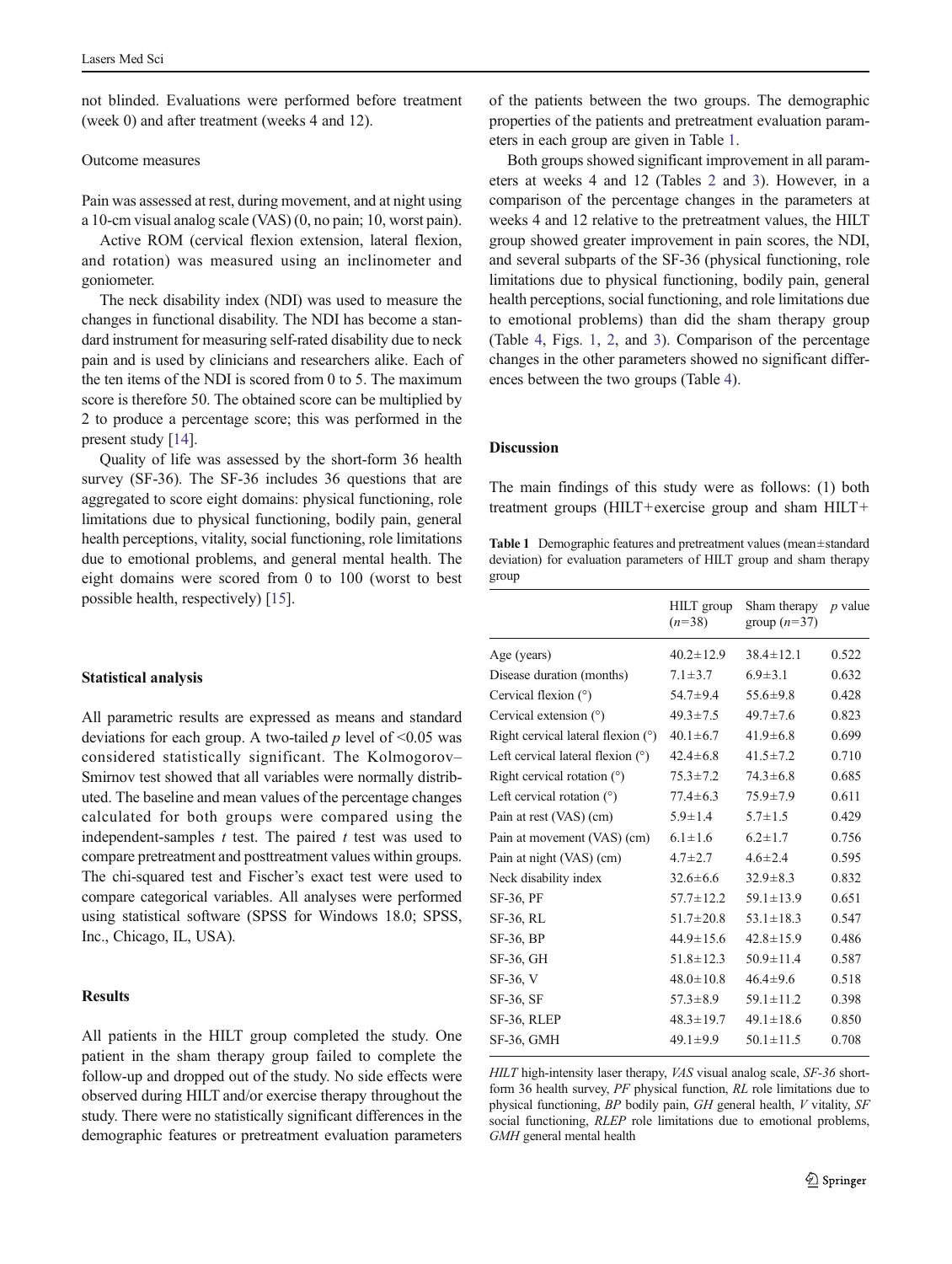not blinded. Evaluations were performed before treatment (week 0) and after treatment (weeks 4 and 12).

### Outcome measures

Pain was assessed at rest, during movement, and at night using a 10-cm visual analog scale (VAS) (0, no pain; 10, worst pain).

Active ROM (cervical flexion extension, lateral flexion, and rotation) was measured using an inclinometer and goniometer.

The neck disability index (NDI) was used to measure the changes in functional disability. The NDI has become a standard instrument for measuring self-rated disability due to neck pain and is used by clinicians and researchers alike. Each of the ten items of the NDI is scored from 0 to 5. The maximum score is therefore 50. The obtained score can be multiplied by 2 to produce a percentage score; this was performed in the present study [14].

Quality of life was assessed by the short-form 36 health survey (SF-36). The SF-36 includes 36 questions that are aggregated to score eight domains: physical functioning, role limitations due to physical functioning, bodily pain, general health perceptions, vitality, social functioning, role limitations due to emotional problems, and general mental health. The eight domains were scored from 0 to 100 (worst to best possible health, respectively) [15].

## Statistical analysis

All parametric results are expressed as means and standard deviations for each group. A two-tailed $p$ level of <0.05 was considered statistically significant. The Kolmogorov–Smirnov test showed that all variables were normally distributed. The baseline and mean values of the percentage changes calculated for both groups were compared using the independent-samples $t$ test. The paired $t$ test was used to compare pretreatment and posttreatment values within groups. The chi-squared test and Fischer's exact test were used to compare categorical variables. All analyses were performed using statistical software (SPSS for Windows 18.0; SPSS, Inc., Chicago, IL, USA).

## Results

All patients in the HILT group completed the study. One patient in the sham therapy group failed to complete the follow-up and dropped out of the study. No side effects were observed during HILT and/or exercise therapy throughout the study. There were no statistically significant differences in the demographic features or pretreatment evaluation parameters of the patients between the two groups. The demographic properties of the patients and pretreatment evaluation parameters in each group are given in Table 1.

Both groups showed significant improvement in all parameters at weeks 4 and 12 (Tables 2 and 3). However, in a comparison of the percentage changes in the parameters at weeks 4 and 12 relative to the pretreatment values, the HILT group showed greater improvement in pain scores, the NDI, and several subparts of the SF-36 (physical functioning, role limitations due to physical functioning, bodily pain, general health perceptions, social functioning, and role limitations due to emotional problems) than did the sham therapy group (Table 4, Figs. 1, 2, and 3). Comparison of the percentage changes in the other parameters showed no significant differences between the two groups (Table 4).

## Discussion

The main findings of this study were as follows: (1) both treatment groups (HILT+exercise group and sham HILT+

**Table 1** Demographic features and pretreatment values (mean±standard deviation) for evaluation parameters of HILT group and sham therapy group

| | HILT group ($n$=38) | Sham therapy group ($n$=37) | $p$ value |
|---|---|---|---|
| Age (years) | 40.2±12.9 | 38.4±12.1 | 0.522 |
| Disease duration (months) | 7.1±3.7 | 6.9±3.1 | 0.632 |
| Cervical flexion (°) | 54.7±9.4 | 55.6±9.8 | 0.428 |
| Cervical extension (°) | 49.3±7.5 | 49.7±7.6 | 0.823 |
| Right cervical lateral flexion (°) | 40.1±6.7 | 41.9±6.8 | 0.699 |
| Left cervical lateral flexion (°) | 42.4±6.8 | 41.5±7.2 | 0.710 |
| Right cervical rotation (°) | 75.3±7.2 | 74.3±6.8 | 0.685 |
| Left cervical rotation (°) | 77.4±6.3 | 75.9±7.9 | 0.611 |
| Pain at rest (VAS) (cm) | 5.9±1.4 | 5.7±1.5 | 0.429 |
| Pain at movement (VAS) (cm) | 6.1±1.6 | 6.2±1.7 | 0.756 |
| Pain at night (VAS) (cm) | 4.7±2.7 | 4.6±2.4 | 0.595 |
| Neck disability index | 32.6±6.6 | 32.9±8.3 | 0.832 |
| SF-36, PF | 57.7±12.2 | 59.1±13.9 | 0.651 |
| SF-36, RL | 51.7±20.8 | 53.1±18.3 | 0.547 |
| SF-36, BP | 44.9±15.6 | 42.8±15.9 | 0.486 |
| SF-36, GH | 51.8±12.3 | 50.9±11.4 | 0.587 |
| SF-36, V | 48.0±10.8 | 46.4±9.6 | 0.518 |
| SF-36, SF | 57.3±8.9 | 59.1±11.2 | 0.398 |
| SF-36, RLEP | 48.3±19.7 | 49.1±18.6 | 0.850 |
| SF-36, GMH | 49.1±9.9 | 50.1±11.5 | 0.708 |

*HILT* high-intensity laser therapy, *VAS* visual analog scale, *SF-36* short-form 36 health survey, *PF* physical function, *RL* role limitations due to physical functioning, *BP* bodily pain, *GH* general health, *V* vitality, *SF* social functioning, *RLEP* role limitations due to emotional problems, *GMH* general mental health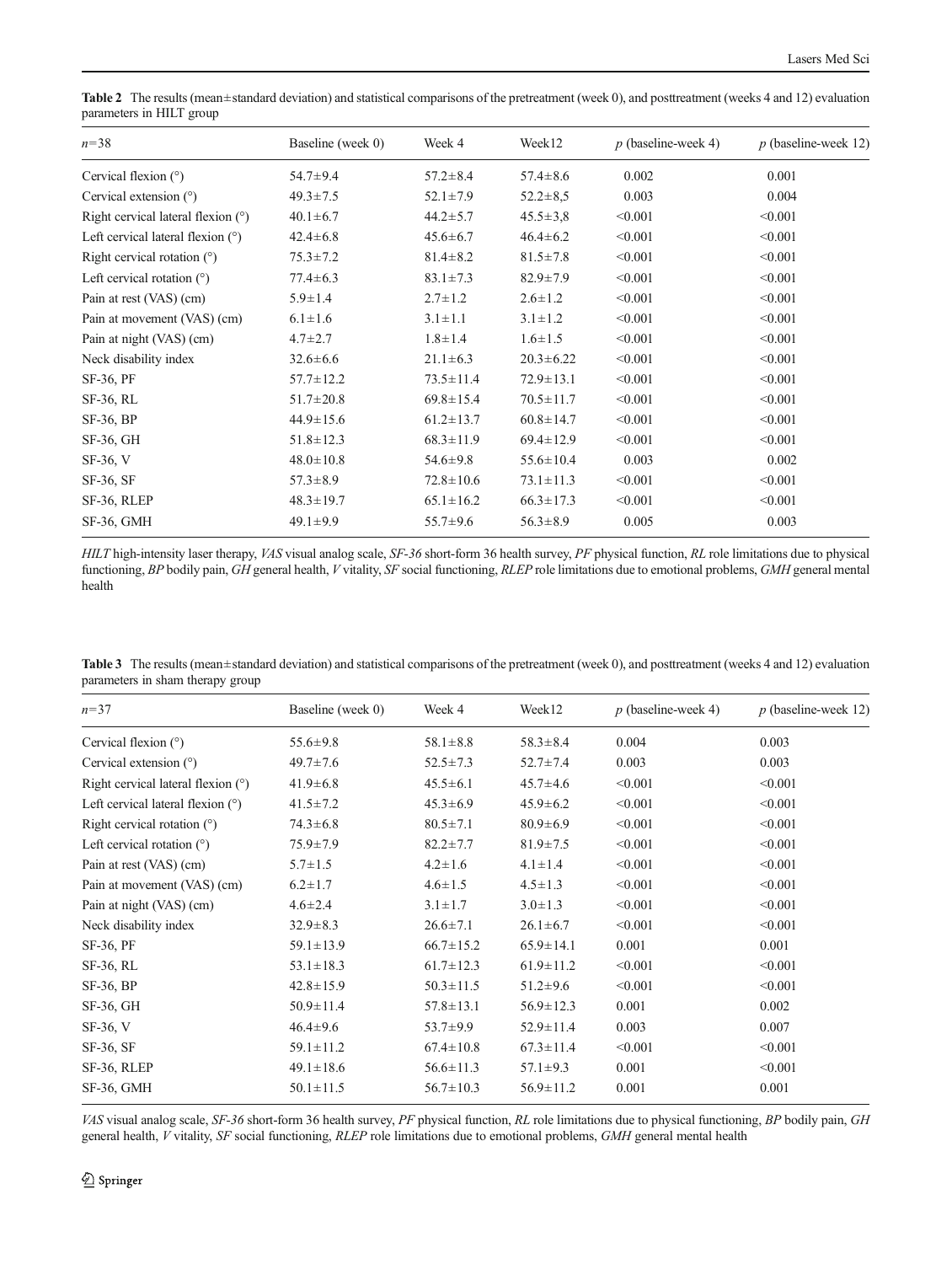**Table 2** The results (mean±standard deviation) and statistical comparisons of the pretreatment (week 0), and posttreatment (weeks 4 and 12) evaluation parameters in HILT group

| $n$=38 | Baseline (week 0) | Week 4 | Week12 | $p$ (baseline-week 4) | $p$ (baseline-week 12) |
|---|---|---|---|---|---|
| Cervical flexion (°) | 54.7±9.4 | 57.2±8.4 | 57.4±8.6 | 0.002 | 0.001 |
| Cervical extension (°) | 49.3±7.5 | 52.1±7.9 | 52.2±8,5 | 0.003 | 0.004 |
| Right cervical lateral flexion (°) | 40.1±6.7 | 44.2±5.7 | 45.5±3,8 | <0.001 | <0.001 |
| Left cervical lateral flexion (°) | 42.4±6.8 | 45.6±6.7 | 46.4±6.2 | <0.001 | <0.001 |
| Right cervical rotation (°) | 75.3±7.2 | 81.4±8.2 | 81.5±7.8 | <0.001 | <0.001 |
| Left cervical rotation (°) | 77.4±6.3 | 83.1±7.3 | 82.9±7.9 | <0.001 | <0.001 |
| Pain at rest (VAS) (cm) | 5.9±1.4 | 2.7±1.2 | 2.6±1.2 | <0.001 | <0.001 |
| Pain at movement (VAS) (cm) | 6.1±1.6 | 3.1±1.1 | 3.1±1.2 | <0.001 | <0.001 |
| Pain at night (VAS) (cm) | 4.7±2.7 | 1.8±1.4 | 1.6±1.5 | <0.001 | <0.001 |
| Neck disability index | 32.6±6.6 | 21.1±6.3 | 20.3±6.22 | <0.001 | <0.001 |
| SF-36, PF | 57.7±12.2 | 73.5±11.4 | 72.9±13.1 | <0.001 | <0.001 |
| SF-36, RL | 51.7±20.8 | 69.8±15.4 | 70.5±11.7 | <0.001 | <0.001 |
| SF-36, BP | 44.9±15.6 | 61.2±13.7 | 60.8±14.7 | <0.001 | <0.001 |
| SF-36, GH | 51.8±12.3 | 68.3±11.9 | 69.4±12.9 | <0.001 | <0.001 |
| SF-36, V | 48.0±10.8 | 54.6±9.8 | 55.6±10.4 | 0.003 | 0.002 |
| SF-36, SF | 57.3±8.9 | 72.8±10.6 | 73.1±11.3 | <0.001 | <0.001 |
| SF-36, RLEP | 48.3±19.7 | 65.1±16.2 | 66.3±17.3 | <0.001 | <0.001 |
| SF-36, GMH | 49.1±9.9 | 55.7±9.6 | 56.3±8.9 | 0.005 | 0.003 |

*HILT* high-intensity laser therapy, *VAS* visual analog scale, *SF-36* short-form 36 health survey, *PF* physical function, *RL* role limitations due to physical functioning, *BP* bodily pain, *GH* general health, *V* vitality, *SF* social functioning, *RLEP* role limitations due to emotional problems, *GMH* general mental health

**Table 3** The results (mean±standard deviation) and statistical comparisons of the pretreatment (week 0), and posttreatment (weeks 4 and 12) evaluation parameters in sham therapy group

| $n$=37 | Baseline (week 0) | Week 4 | Week12 | $p$ (baseline-week 4) | $p$ (baseline-week 12) |
|---|---|---|---|---|---|
| Cervical flexion (°) | 55.6±9.8 | 58.1±8.8 | 58.3±8.4 | 0.004 | 0.003 |
| Cervical extension (°) | 49.7±7.6 | 52.5±7.3 | 52.7±7.4 | 0.003 | 0.003 |
| Right cervical lateral flexion (°) | 41.9±6.8 | 45.5±6.1 | 45.7±4.6 | <0.001 | <0.001 |
| Left cervical lateral flexion (°) | 41.5±7.2 | 45.3±6.9 | 45.9±6.2 | <0.001 | <0.001 |
| Right cervical rotation (°) | 74.3±6.8 | 80.5±7.1 | 80.9±6.9 | <0.001 | <0.001 |
| Left cervical rotation (°) | 75.9±7.9 | 82.2±7.7 | 81.9±7.5 | <0.001 | <0.001 |
| Pain at rest (VAS) (cm) | 5.7±1.5 | 4.2±1.6 | 4.1±1.4 | <0.001 | <0.001 |
| Pain at movement (VAS) (cm) | 6.2±1.7 | 4.6±1.5 | 4.5±1.3 | <0.001 | <0.001 |
| Pain at night (VAS) (cm) | 4.6±2.4 | 3.1±1.7 | 3.0±1.3 | <0.001 | <0.001 |
| Neck disability index | 32.9±8.3 | 26.6±7.1 | 26.1±6.7 | <0.001 | <0.001 |
| SF-36, PF | 59.1±13.9 | 66.7±15.2 | 65.9±14.1 | 0.001 | 0.001 |
| SF-36, RL | 53.1±18.3 | 61.7±12.3 | 61.9±11.2 | <0.001 | <0.001 |
| SF-36, BP | 42.8±15.9 | 50.3±11.5 | 51.2±9.6 | <0.001 | <0.001 |
| SF-36, GH | 50.9±11.4 | 57.8±13.1 | 56.9±12.3 | 0.001 | 0.002 |
| SF-36, V | 46.4±9.6 | 53.7±9.9 | 52.9±11.4 | 0.003 | 0.007 |
| SF-36, SF | 59.1±11.2 | 67.4±10.8 | 67.3±11.4 | <0.001 | <0.001 |
| SF-36, RLEP | 49.1±18.6 | 56.6±11.3 | 57.1±9.3 | 0.001 | <0.001 |
| SF-36, GMH | 50.1±11.5 | 56.7±10.3 | 56.9±11.2 | 0.001 | 0.001 |

*VAS* visual analog scale, *SF-36* short-form 36 health survey, *PF* physical function, *RL* role limitations due to physical functioning, *BP* bodily pain, *GH* general health, *V* vitality, *SF* social functioning, *RLEP* role limitations due to emotional problems, *GMH* general mental health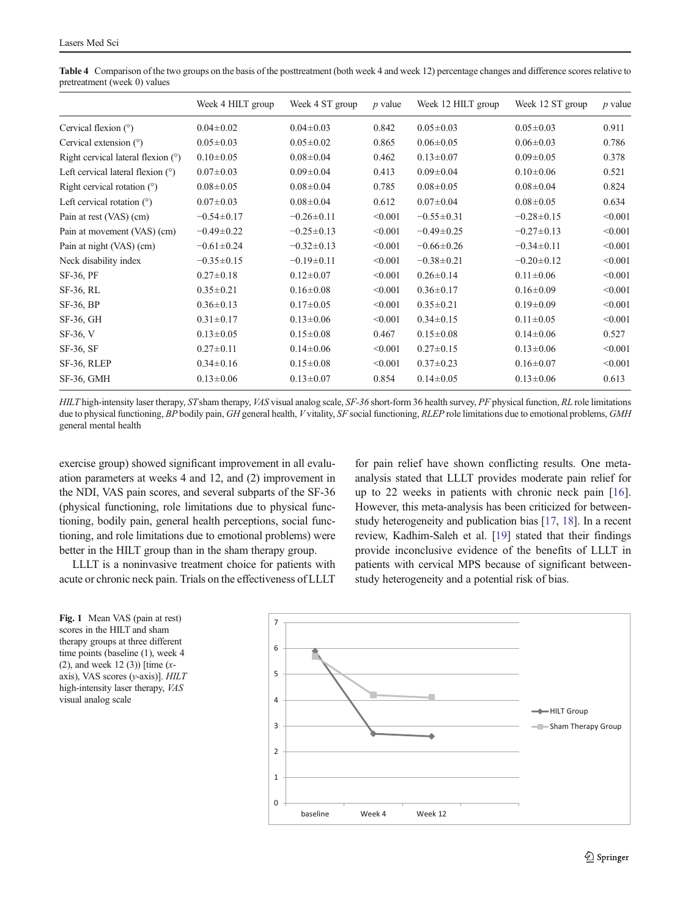**Table 4** Comparison of the two groups on the basis of the posttreatment (both week 4 and week 12) percentage changes and difference scores relative to pretreatment (week 0) values

| | Week 4 HILT group | Week 4 ST group | *p* value | Week 12 HILT group | Week 12 ST group | *p* value |
|---|---|---|---|---|---|---|
| Cervical flexion (°) | 0.04±0.02 | 0.04±0.03 | 0.842 | 0.05±0.03 | 0.05±0.03 | 0.911 |
| Cervical extension (°) | 0.05±0.03 | 0.05±0.02 | 0.865 | 0.06±0.05 | 0.06±0.03 | 0.786 |
| Right cervical lateral flexion (°) | 0.10±0.05 | 0.08±0.04 | 0.462 | 0.13±0.07 | 0.09±0.05 | 0.378 |
| Left cervical lateral flexion (°) | 0.07±0.03 | 0.09±0.04 | 0.413 | 0.09±0.04 | 0.10±0.06 | 0.521 |
| Right cervical rotation (°) | 0.08±0.05 | 0.08±0.04 | 0.785 | 0.08±0.05 | 0.08±0.04 | 0.824 |
| Left cervical rotation (°) | 0.07±0.03 | 0.08±0.04 | 0.612 | 0.07±0.04 | 0.08±0.05 | 0.634 |
| Pain at rest (VAS) (cm) | −0.54±0.17 | −0.26±0.11 | <0.001 | −0.55±0.31 | −0.28±0.15 | <0.001 |
| Pain at movement (VAS) (cm) | −0.49±0.22 | −0.25±0.13 | <0.001 | −0.49±0.25 | −0.27±0.13 | <0.001 |
| Pain at night (VAS) (cm) | −0.61±0.24 | −0.32±0.13 | <0.001 | −0.66±0.26 | −0.34±0.11 | <0.001 |
| Neck disability index | −0.35±0.15 | −0.19±0.11 | <0.001 | −0.38±0.21 | −0.20±0.12 | <0.001 |
| SF-36, PF | 0.27±0.18 | 0.12±0.07 | <0.001 | 0.26±0.14 | 0.11±0.06 | <0.001 |
| SF-36, RL | 0.35±0.21 | 0.16±0.08 | <0.001 | 0.36±0.17 | 0.16±0.09 | <0.001 |
| SF-36, BP | 0.36±0.13 | 0.17±0.05 | <0.001 | 0.35±0.21 | 0.19±0.09 | <0.001 |
| SF-36, GH | 0.31±0.17 | 0.13±0.06 | <0.001 | 0.34±0.15 | 0.11±0.05 | <0.001 |
| SF-36, V | 0.13±0.05 | 0.15±0.08 | 0.467 | 0.15±0.08 | 0.14±0.06 | 0.527 |
| SF-36, SF | 0.27±0.11 | 0.14±0.06 | <0.001 | 0.27±0.15 | 0.13±0.06 | <0.001 |
| SF-36, RLEP | 0.34±0.16 | 0.15±0.08 | <0.001 | 0.37±0.23 | 0.16±0.07 | <0.001 |
| SF-36, GMH | 0.13±0.06 | 0.13±0.07 | 0.854 | 0.14±0.05 | 0.13±0.06 | 0.613 |

*HILT* high-intensity laser therapy, *ST* sham therapy, *VAS* visual analog scale, *SF-36* short-form 36 health survey, *PF* physical function, *RL* role limitations due to physical functioning, *BP* bodily pain, *GH* general health, *V* vitality, *SF* social functioning, *RLEP* role limitations due to emotional problems, *GMH* general mental health

exercise group) showed significant improvement in all evaluation parameters at weeks 4 and 12, and (2) improvement in the NDI, VAS pain scores, and several subparts of the SF-36 (physical functioning, role limitations due to physical functioning, bodily pain, general health perceptions, social functioning, and role limitations due to emotional problems) were better in the HILT group than in the sham therapy group.

LLLT is a noninvasive treatment choice for patients with acute or chronic neck pain. Trials on the effectiveness of LLLT for pain relief have shown conflicting results. One meta-analysis stated that LLLT provides moderate pain relief for up to 22 weeks in patients with chronic neck pain [16]. However, this meta-analysis has been criticized for between-study heterogeneity and publication bias [17, 18]. In a recent review, Kadhim-Saleh et al. [19] stated that their findings provide inconclusive evidence of the benefits of LLLT in patients with cervical MPS because of significant between-study heterogeneity and a potential risk of bias.

**Fig. 1** Mean VAS (pain at rest) scores in the HILT and sham therapy groups at three different time points (baseline (1), week 4 (2), and week 12 (3)) [time (*x*-axis), VAS scores (*y*-axis)]. *HILT* high-intensity laser therapy, *VAS* visual analog scale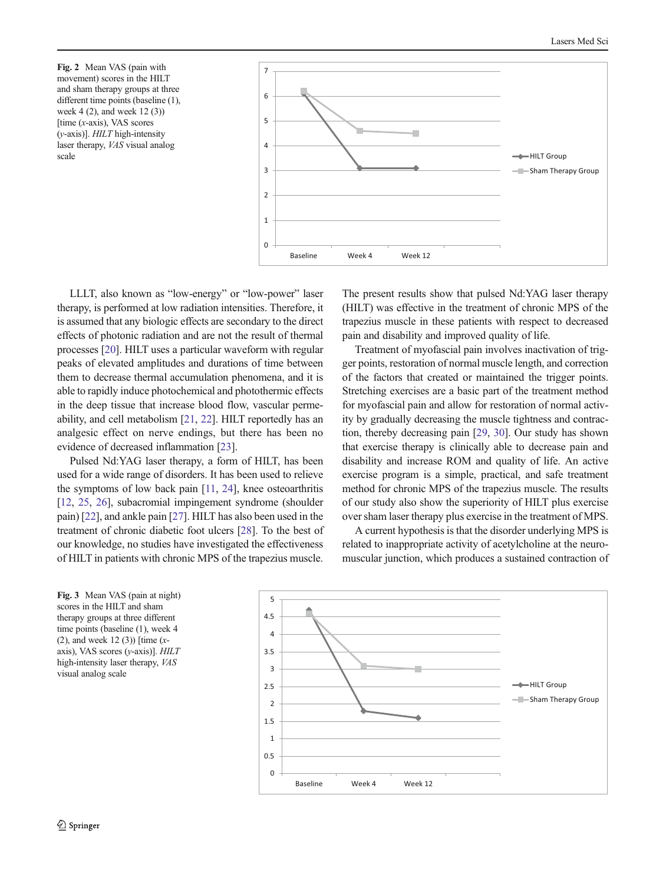Fig. 2 Mean VAS (pain with movement) scores in the HILT and sham therapy groups at three different time points (baseline (1), week 4 (2), and week 12 (3)) [time (*x*-axis), VAS scores (*y*-axis)]. *HILT* high-intensity laser therapy, *VAS* visual analog scale

LLLT, also known as "low-energy" or "low-power" laser therapy, is performed at low radiation intensities. Therefore, it is assumed that any biologic effects are secondary to the direct effects of photonic radiation and are not the result of thermal processes [20]. HILT uses a particular waveform with regular peaks of elevated amplitudes and durations of time between them to decrease thermal accumulation phenomena, and it is able to rapidly induce photochemical and photothermic effects in the deep tissue that increase blood flow, vascular permeability, and cell metabolism [21, 22]. HILT reportedly has an analgesic effect on nerve endings, but there has been no evidence of decreased inflammation [23].

Pulsed Nd:YAG laser therapy, a form of HILT, has been used for a wide range of disorders. It has been used to relieve the symptoms of low back pain [11, 24], knee osteoarthritis [12, 25, 26], subacromial impingement syndrome (shoulder pain) [22], and ankle pain [27]. HILT has also been used in the treatment of chronic diabetic foot ulcers [28]. To the best of our knowledge, no studies have investigated the effectiveness of HILT in patients with chronic MPS of the trapezius muscle. The present results show that pulsed Nd:YAG laser therapy (HILT) was effective in the treatment of chronic MPS of the trapezius muscle in these patients with respect to decreased pain and disability and improved quality of life.

Treatment of myofascial pain involves inactivation of trigger points, restoration of normal muscle length, and correction of the factors that created or maintained the trigger points. Stretching exercises are a basic part of the treatment method for myofascial pain and allow for restoration of normal activity by gradually decreasing the muscle tightness and contraction, thereby decreasing pain [29, 30]. Our study has shown that exercise therapy is clinically able to decrease pain and disability and increase ROM and quality of life. An active exercise program is a simple, practical, and safe treatment method for chronic MPS of the trapezius muscle. The results of our study also show the superiority of HILT plus exercise over sham laser therapy plus exercise in the treatment of MPS.

A current hypothesis is that the disorder underlying MPS is related to inappropriate activity of acetylcholine at the neuromuscular junction, which produces a sustained contraction of

Fig. 3 Mean VAS (pain at night) scores in the HILT and sham therapy groups at three different time points (baseline (1), week 4 (2), and week 12 (3)) [time (*x*-axis), VAS scores (*y*-axis)]. *HILT* high-intensity laser therapy, *VAS* visual analog scale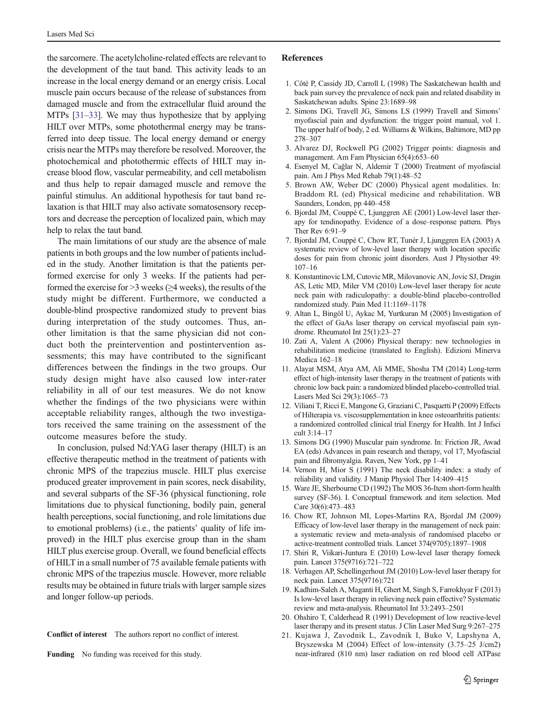the sarcomere. The acetylcholine-related effects are relevant to the development of the taut band. This activity leads to an increase in the local energy demand or an energy crisis. Local muscle pain occurs because of the release of substances from damaged muscle and from the extracellular fluid around the MTPs [31–33]. We may thus hypothesize that by applying HILT over MTPs, some photothermal energy may be transferred into deep tissue. The local energy demand or energy crisis near the MTPs may therefore be resolved. Moreover, the photochemical and photothermic effects of HILT may increase blood flow, vascular permeability, and cell metabolism and thus help to repair damaged muscle and remove the painful stimulus. An additional hypothesis for taut band relaxation is that HILT may also activate somatosensory receptors and decrease the perception of localized pain, which may help to relax the taut band.

The main limitations of our study are the absence of male patients in both groups and the low number of patients included in the study. Another limitation is that the patients performed exercise for only 3 weeks. If the patients had performed the exercise for >3 weeks (≥4 weeks), the results of the study might be different. Furthermore, we conducted a double-blind prospective randomized study to prevent bias during interpretation of the study outcomes. Thus, another limitation is that the same physician did not conduct both the preintervention and postintervention assessments; this may have contributed to the significant differences between the findings in the two groups. Our study design might have also caused low inter-rater reliability in all of our test measures. We do not know whether the findings of the two physicians were within acceptable reliability ranges, although the two investigators received the same training on the assessment of the outcome measures before the study.

In conclusion, pulsed Nd:YAG laser therapy (HILT) is an effective therapeutic method in the treatment of patients with chronic MPS of the trapezius muscle. HILT plus exercise produced greater improvement in pain scores, neck disability, and several subparts of the SF-36 (physical functioning, role limitations due to physical functioning, bodily pain, general health perceptions, social functioning, and role limitations due to emotional problems) (i.e., the patients' quality of life improved) in the HILT plus exercise group than in the sham HILT plus exercise group. Overall, we found beneficial effects of HILT in a small number of 75 available female patients with chronic MPS of the trapezius muscle. However, more reliable results may be obtained in future trials with larger sample sizes and longer follow-up periods.

**Conflict of interest** The authors report no conflict of interest.

**Funding** No funding was received for this study.

## References

1. Côté P, Cassidy JD, Carroll L (1998) The Saskatchewan health and back pain survey the prevalence of neck pain and related disability in Saskatchewan adults. Spine 23:1689–98
2. Simons DG, Travell JG, Simons LS (1999) Travell and Simons' myofascial pain and dysfunction: the trigger point manual, vol 1. The upper half of body, 2 ed. Williams & Wilkins, Baltimore, MD pp 278–307
3. Alvarez DJ, Rockwell PG (2002) Trigger points: diagnosis and management. Am Fam Physician 65(4):653–60
4. Esenyel M, Cağlar N, Aldemir T (2000) Treatment of myofascial pain. Am J Phys Med Rehab 79(1):48–52
5. Brown AW, Weber DC (2000) Physical agent modalities. In: Braddom RL (ed) Physical medicine and rehabilitation. WB Saunders, London, pp 440–458
6. Bjordal JM, Couppé C, Ljunggren AE (2001) Low-level laser therapy for tendinopathy. Evidence of a dose–response pattern. Phys Ther Rev 6:91–9
7. Bjordal JM, Couppé C, Chow RT, Tunér J, Ljunggren EA (2003) A systematic review of low-level laser therapy with location specific doses for pain from chronic joint disorders. Aust J Physiother 49: 107–16
8. Konstantinovic LM, Cutovic MR, Milovanovic AN, Jovic SJ, Dragin AS, Letic MD, Miler VM (2010) Low-level laser therapy for acute neck pain with radiculopathy: a double-blind placebo-controlled randomized study. Pain Med 11:1169–1178
9. Altan L, Bingöl U, Aykac M, Yurtkuran M (2005) Investigation of the effect of GaAs laser therapy on cervical myofascial pain syndrome. Rheumatol Int 25(1):23–27
10. Zati A, Valent A (2006) Physical therapy: new technologies in rehabilitation medicine (translated to English). Edizioni Minerva Medica 162–18
11. Alayat MSM, Atya AM, Ali MME, Shosha TM (2014) Long-term effect of high-intensity laser therapy in the treatment of patients with chronic low back pain: a randomized blinded placebo-controlled trial. Lasers Med Sci 29(3):1065–73
12. Viliani T, Ricci E, Mangone G, Graziani C, Pasquetti P (2009) Effects of Hilterapia vs. viscosupplementation in knee osteoarthritis patients: a randomized controlled clinical trial Energy for Health. Int J Infsci cult 3:14–17
13. Simons DG (1990) Muscular pain syndrome. In: Friction JR, Awad EA (eds) Advances in pain research and therapy, vol 17, Myofascial pain and fibromyalgia. Raven, New York, pp 1–41
14. Vernon H, Mior S (1991) The neck disability index: a study of reliability and validity. J Manip Physiol Ther 14:409–415
15. Ware JE, Sherbourne CD (1992) The MOS 36-Item short-form health survey (SF-36). I. Conceptual framework and item selection. Med Care 30(6):473–483
16. Chow RT, Johnson MI, Lopes-Martins RA, Bjordal JM (2009) Efficacy of low-level laser therapy in the management of neck pain: a systematic review and meta-analysis of randomised placebo or active-treatment controlled trials. Lancet 374(9705):1897–1908
17. Shiri R, Viikari-Juntura E (2010) Low-level laser therapy forneck pain. Lancet 375(9716):721–722
18. Verhagen AP, Schellingerhout JM (2010) Low-level laser therapy for neck pain. Lancet 375(9716):721
19. Kadhim-Saleh A, Maganti H, Ghert M, Singh S, Farrokhyar F (2013) Is low-level laser therapy in relieving neck pain effective? Systematic review and meta-analysis. Rheumatol Int 33:2493–2501
20. Ohshiro T, Calderhead R (1991) Development of low reactive-level laser therapy and its present status. J Clin Laser Med Surg 9:267–275
21. Kujawa J, Zavodnik L, Zavodnik I, Buko V, Lapshyna A, Bryszewska M (2004) Effect of low-intensity (3.75–25 J/cm2) near-infrared (810 nm) laser radiation on red blood cell ATPase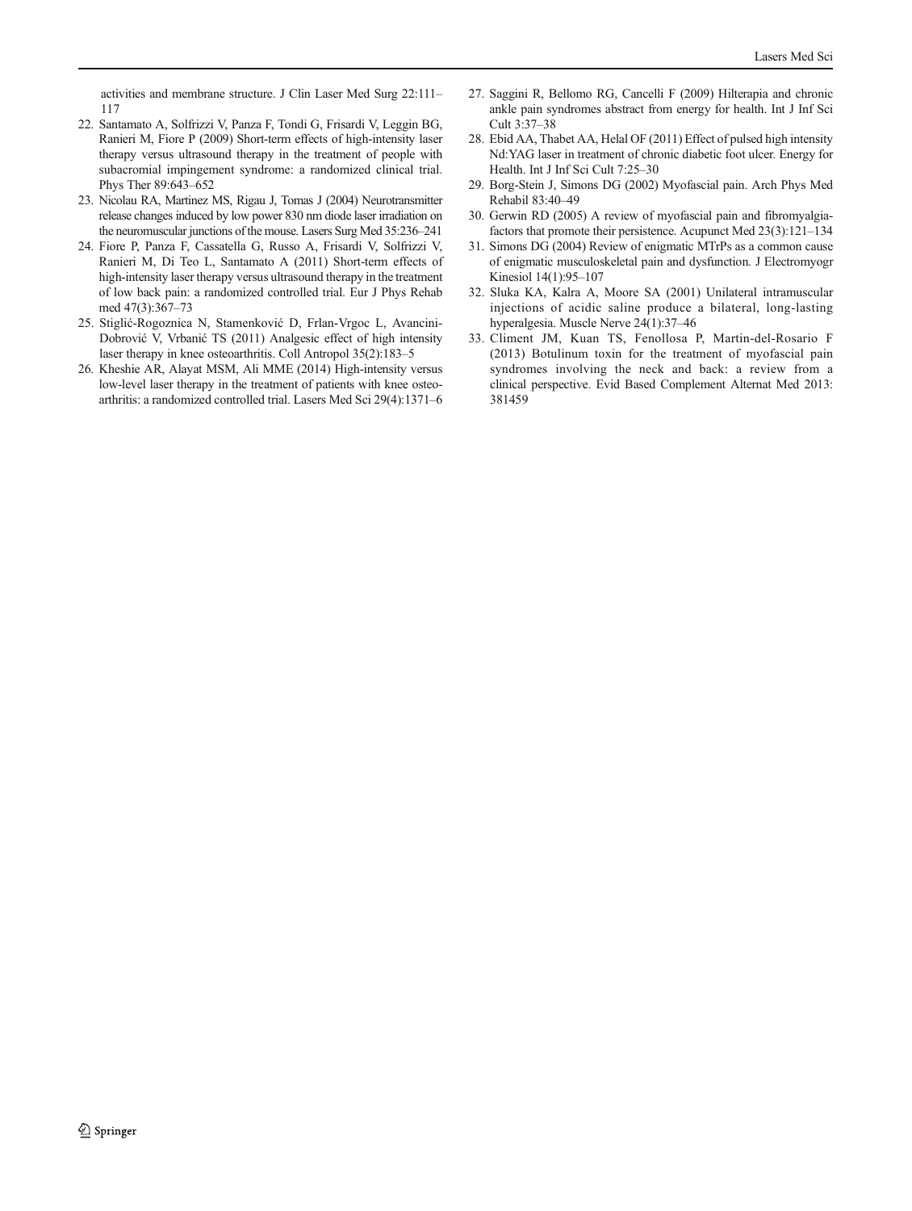activities and membrane structure. J Clin Laser Med Surg 22:111–117

22. Santamato A, Solfrizzi V, Panza F, Tondi G, Frisardi V, Leggin BG, Ranieri M, Fiore P (2009) Short-term effects of high-intensity laser therapy versus ultrasound therapy in the treatment of people with subacromial impingement syndrome: a randomized clinical trial. Phys Ther 89:643–652
23. Nicolau RA, Martinez MS, Rigau J, Tomas J (2004) Neurotransmitter release changes induced by low power 830 nm diode laser irradiation on the neuromuscular junctions of the mouse. Lasers Surg Med 35:236–241
24. Fiore P, Panza F, Cassatella G, Russo A, Frisardi V, Solfrizzi V, Ranieri M, Di Teo L, Santamato A (2011) Short-term effects of high-intensity laser therapy versus ultrasound therapy in the treatment of low back pain: a randomized controlled trial. Eur J Phys Rehab med 47(3):367–73
25. Stiglić-Rogoznica N, Stamenković D, Frlan-Vrgoc L, Avancini-Dobrović V, Vrbanić TS (2011) Analgesic effect of high intensity laser therapy in knee osteoarthritis. Coll Antropol 35(2):183–5
26. Kheshie AR, Alayat MSM, Ali MME (2014) High-intensity versus low-level laser therapy in the treatment of patients with knee osteoarthritis: a randomized controlled trial. Lasers Med Sci 29(4):1371–6
27. Saggini R, Bellomo RG, Cancelli F (2009) Hilterapia and chronic ankle pain syndromes abstract from energy for health. Int J Inf Sci Cult 3:37–38
28. Ebid AA, Thabet AA, Helal OF (2011) Effect of pulsed high intensity Nd:YAG laser in treatment of chronic diabetic foot ulcer. Energy for Health. Int J Inf Sci Cult 7:25–30
29. Borg-Stein J, Simons DG (2002) Myofascial pain. Arch Phys Med Rehabil 83:40–49
30. Gerwin RD (2005) A review of myofascial pain and fibromyalgia-factors that promote their persistence. Acupunct Med 23(3):121–134
31. Simons DG (2004) Review of enigmatic MTrPs as a common cause of enigmatic musculoskeletal pain and dysfunction. J Electromyogr Kinesiol 14(1):95–107
32. Sluka KA, Kalra A, Moore SA (2001) Unilateral intramuscular injections of acidic saline produce a bilateral, long-lasting hyperalgesia. Muscle Nerve 24(1):37–46
33. Climent JM, Kuan TS, Fenollosa P, Martin-del-Rosario F (2013) Botulinum toxin for the treatment of myofascial pain syndromes involving the neck and back: a review from a clinical perspective. Evid Based Complement Alternat Med 2013: 381459